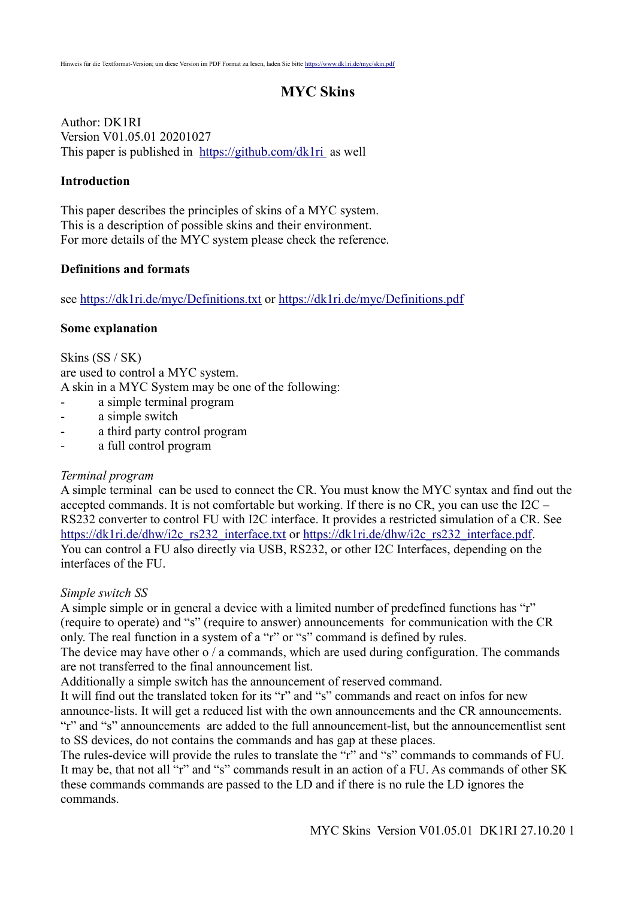Hinweis für die Textformat-Version; um diese Version im PDF Format zu lesen, laden Sie bitte https://www.dk1ri.de/myc/skin.pdf

# MYC Skins

Author: DK1RI
Version V01.05.01 20201027
This paper is published in https://github.com/dk1ri as well

## Introduction

This paper describes the principles of skins of a MYC system.
This is a description of possible skins and their environment.
For more details of the MYC system please check the reference.

## Definitions and formats

see https://dk1ri.de/myc/Definitions.txt or https://dk1ri.de/myc/Definitions.pdf

## Some explanation

Skins (SS / SK)
are used to control a MYC system.
A skin in a MYC System may be one of the following:

- a simple terminal program
- a simple switch
- a third party control program
- a full control program

*Terminal program*
A simple terminal can be used to connect the CR. You must know the MYC syntax and find out the accepted commands. It is not comfortable but working. If there is no CR, you can use the I2C – RS232 converter to control FU with I2C interface. It provides a restricted simulation of a CR. See https://dk1ri.de/dhw/i2c_rs232_interface.txt or https://dk1ri.de/dhw/i2c_rs232_interface.pdf.
You can control a FU also directly via USB, RS232, or other I2C Interfaces, depending on the interfaces of the FU.

*Simple switch SS*
A simple simple or in general a device with a limited number of predefined functions has “r” (require to operate) and “s” (require to answer) announcements for communication with the CR only. The real function in a system of a “r” or “s” command is defined by rules.
The device may have other o / a commands, which are used during configuration. The commands are not transferred to the final announcement list.
Additionally a simple switch has the announcement of reserved command.
It will find out the translated token for its “r” and “s” commands and react on infos for new announce-lists. It will get a reduced list with the own announcements and the CR announcements.
“r” and “s” announcements are added to the full announcement-list, but the announcementlist sent to SS devices, do not contains the commands and has gap at these places.
The rules-device will provide the rules to translate the “r” and “s” commands to commands of FU.
It may be, that not all “r” and “s” commands result in an action of a FU. As commands of other SK these commands commands are passed to the LD and if there is no rule the LD ignores the commands.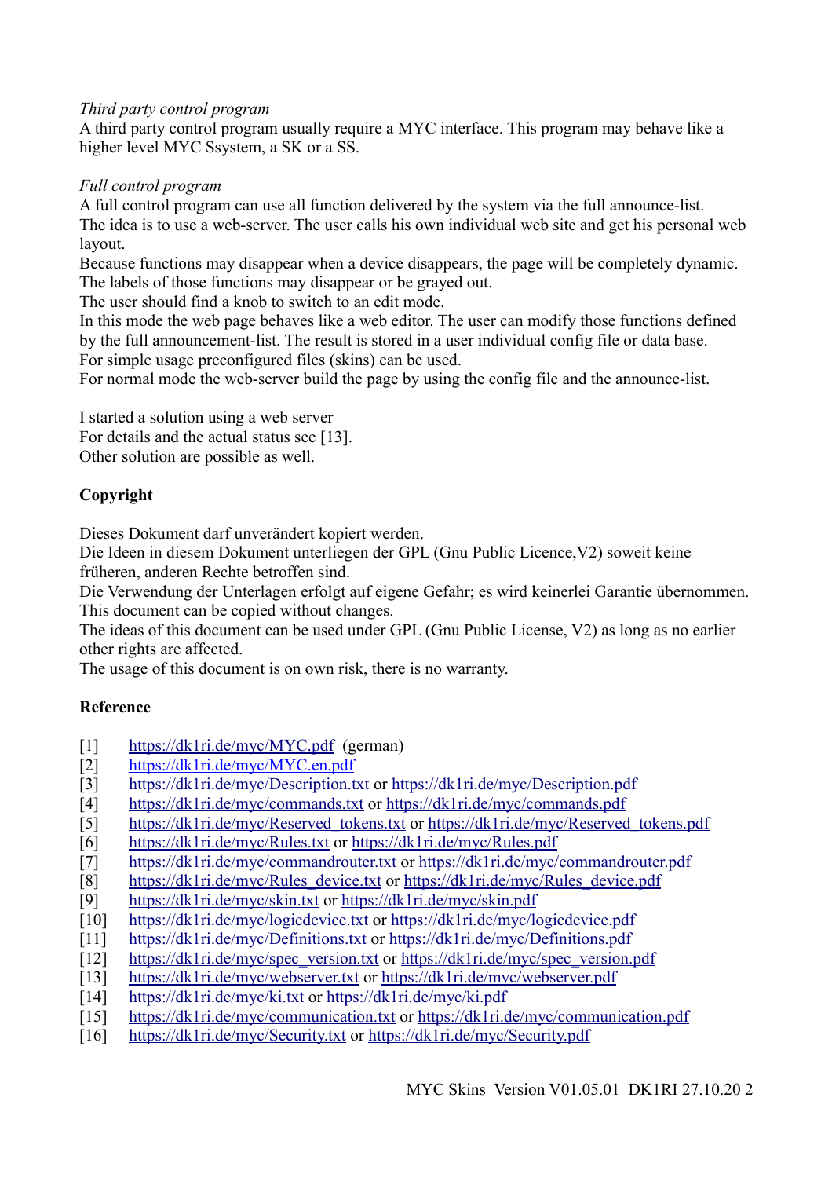*Third party control program*
A third party control program usually require a MYC interface. This program may behave like a higher level MYC Ssystem, a SK or a SS.

*Full control program*
A full control program can use all function delivered by the system via the full announce-list.
The idea is to use a web-server. The user calls his own individual web site and get his personal web layout.
Because functions may disappear when a device disappears, the page will be completely dynamic.
The labels of those functions may disappear or be grayed out.
The user should find a knob to switch to an edit mode.
In this mode the web page behaves like a web editor. The user can modify those functions defined by the full announcement-list. The result is stored in a user individual config file or data base.
For simple usage preconfigured files (skins) can be used.
For normal mode the web-server build the page by using the config file and the announce-list.

I started a solution using a web server
For details and the actual status see [13].
Other solution are possible as well.

**Copyright**

Dieses Dokument darf unverändert kopiert werden.
Die Ideen in diesem Dokument unterliegen der GPL (Gnu Public Licence,V2) soweit keine früheren, anderen Rechte betroffen sind.
Die Verwendung der Unterlagen erfolgt auf eigene Gefahr; es wird keinerlei Garantie übernommen.
This document can be copied without changes.
The ideas of this document can be used under GPL (Gnu Public License, V2) as long as no earlier other rights are affected.
The usage of this document is on own risk, there is no warranty.

**Reference**

[1] https://dk1ri.de/myc/MYC.pdf (german)
[2] https://dk1ri.de/myc/MYC.en.pdf
[3] https://dk1ri.de/myc/Description.txt or https://dk1ri.de/myc/Description.pdf
[4] https://dk1ri.de/myc/commands.txt or https://dk1ri.de/myc/commands.pdf
[5] https://dk1ri.de/myc/Reserved_tokens.txt or https://dk1ri.de/myc/Reserved_tokens.pdf
[6] https://dk1ri.de/myc/Rules.txt or https://dk1ri.de/myc/Rules.pdf
[7] https://dk1ri.de/myc/commandrouter.txt or https://dk1ri.de/myc/commandrouter.pdf
[8] https://dk1ri.de/myc/Rules_device.txt or https://dk1ri.de/myc/Rules_device.pdf
[9] https://dk1ri.de/myc/skin.txt or https://dk1ri.de/myc/skin.pdf
[10] https://dk1ri.de/myc/logicdevice.txt or https://dk1ri.de/myc/logicdevice.pdf
[11] https://dk1ri.de/myc/Definitions.txt or https://dk1ri.de/myc/Definitions.pdf
[12] https://dk1ri.de/myc/spec_version.txt or https://dk1ri.de/myc/spec_version.pdf
[13] https://dk1ri.de/myc/webserver.txt or https://dk1ri.de/myc/webserver.pdf
[14] https://dk1ri.de/myc/ki.txt or https://dk1ri.de/myc/ki.pdf
[15] https://dk1ri.de/myc/communication.txt or https://dk1ri.de/myc/communication.pdf
[16] https://dk1ri.de/myc/Security.txt or https://dk1ri.de/myc/Security.pdf